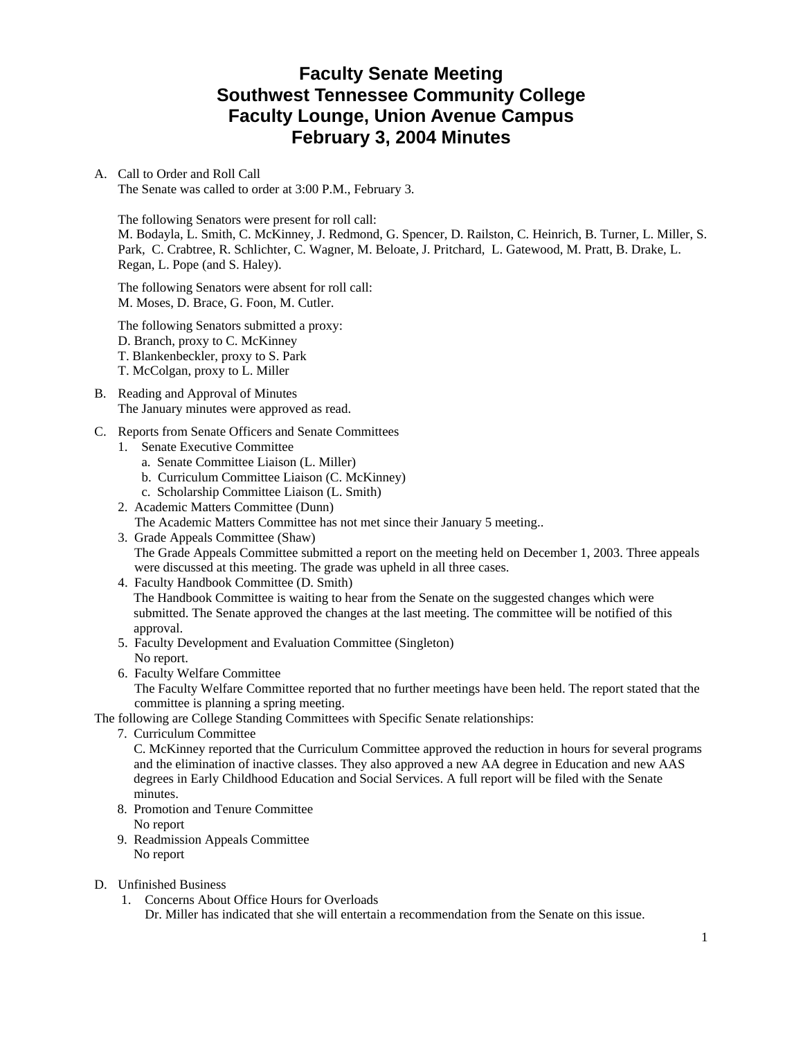# Faculty Senate Meeting
# Southwest Tennessee Community College
# Faculty Lounge, Union Avenue Campus
# February 3, 2004 Minutes

A. Call to Order and Roll Call

The Senate was called to order at 3:00 P.M., February 3.

The following Senators were present for roll call:
M. Bodayla, L. Smith, C. McKinney, J. Redmond, G. Spencer, D. Railston, C. Heinrich, B. Turner, L. Miller, S. Park, C. Crabtree, R. Schlichter, C. Wagner, M. Beloate, J. Pritchard, L. Gatewood, M. Pratt, B. Drake, L. Regan, L. Pope (and S. Haley).

The following Senators were absent for roll call:
M. Moses, D. Brace, G. Foon, M. Cutler.

The following Senators submitted a proxy:
D. Branch, proxy to C. McKinney
T. Blankenbeckler, proxy to S. Park
T. McColgan, proxy to L. Miller

B. Reading and Approval of Minutes

The January minutes were approved as read.

C. Reports from Senate Officers and Senate Committees

1. Senate Executive Committee
   a. Senate Committee Liaison (L. Miller)
   b. Curriculum Committee Liaison (C. McKinney)
   c. Scholarship Committee Liaison (L. Smith)
2. Academic Matters Committee (Dunn)
   The Academic Matters Committee has not met since their January 5 meeting..
3. Grade Appeals Committee (Shaw)
   The Grade Appeals Committee submitted a report on the meeting held on December 1, 2003. Three appeals were discussed at this meeting. The grade was upheld in all three cases.
4. Faculty Handbook Committee (D. Smith)
   The Handbook Committee is waiting to hear from the Senate on the suggested changes which were submitted. The Senate approved the changes at the last meeting. The committee will be notified of this approval.
5. Faculty Development and Evaluation Committee (Singleton)
   No report.
6. Faculty Welfare Committee
   The Faculty Welfare Committee reported that no further meetings have been held. The report stated that the committee is planning a spring meeting.

The following are College Standing Committees with Specific Senate relationships:

7. Curriculum Committee
   C. McKinney reported that the Curriculum Committee approved the reduction in hours for several programs and the elimination of inactive classes. They also approved a new AA degree in Education and new AAS degrees in Early Childhood Education and Social Services. A full report will be filed with the Senate minutes.
8. Promotion and Tenure Committee
   No report
9. Readmission Appeals Committee
   No report

D. Unfinished Business

1. Concerns About Office Hours for Overloads
   Dr. Miller has indicated that she will entertain a recommendation from the Senate on this issue.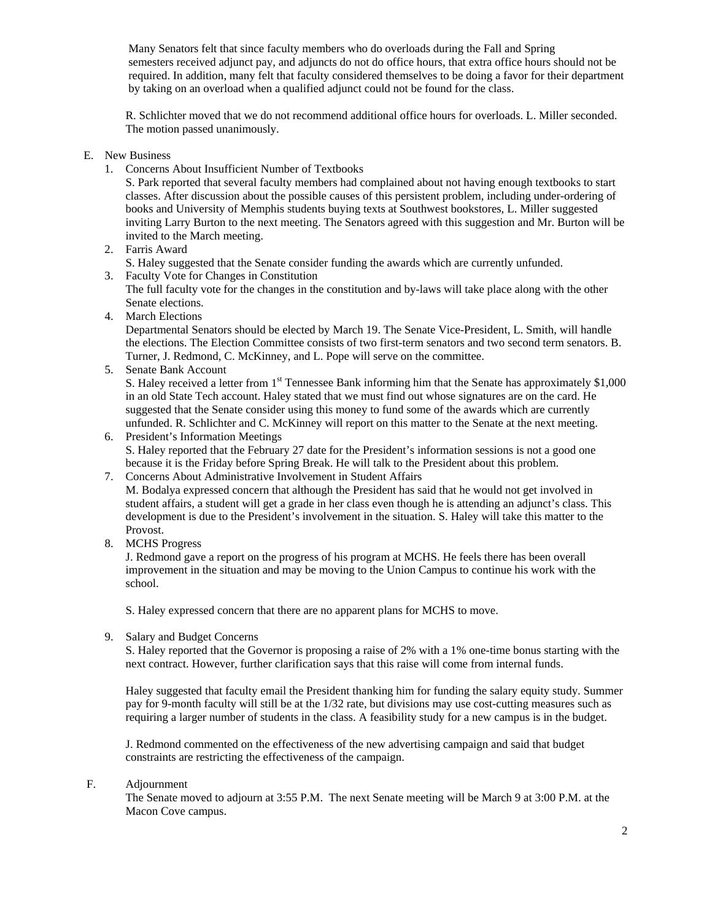Many Senators felt that since faculty members who do overloads during the Fall and Spring semesters received adjunct pay, and adjuncts do not do office hours, that extra office hours should not be required. In addition, many felt that faculty considered themselves to be doing a favor for their department by taking on an overload when a qualified adjunct could not be found for the class.

R. Schlichter moved that we do not recommend additional office hours for overloads. L. Miller seconded. The motion passed unanimously.

E. New Business

1. Concerns About Insufficient Number of Textbooks
   S. Park reported that several faculty members had complained about not having enough textbooks to start classes. After discussion about the possible causes of this persistent problem, including under-ordering of books and University of Memphis students buying texts at Southwest bookstores, L. Miller suggested inviting Larry Burton to the next meeting. The Senators agreed with this suggestion and Mr. Burton will be invited to the March meeting.
2. Farris Award
   S. Haley suggested that the Senate consider funding the awards which are currently unfunded.
3. Faculty Vote for Changes in Constitution
   The full faculty vote for the changes in the constitution and by-laws will take place along with the other Senate elections.
4. March Elections
   Departmental Senators should be elected by March 19. The Senate Vice-President, L. Smith, will handle the elections. The Election Committee consists of two first-term senators and two second term senators. B. Turner, J. Redmond, C. McKinney, and L. Pope will serve on the committee.
5. Senate Bank Account
   S. Haley received a letter from 1st Tennessee Bank informing him that the Senate has approximately $1,000 in an old State Tech account. Haley stated that we must find out whose signatures are on the card. He suggested that the Senate consider using this money to fund some of the awards which are currently unfunded. R. Schlichter and C. McKinney will report on this matter to the Senate at the next meeting.
6. President's Information Meetings
   S. Haley reported that the February 27 date for the President's information sessions is not a good one because it is the Friday before Spring Break. He will talk to the President about this problem.
7. Concerns About Administrative Involvement in Student Affairs
   M. Bodalya expressed concern that although the President has said that he would not get involved in student affairs, a student will get a grade in her class even though he is attending an adjunct's class. This development is due to the President's involvement in the situation. S. Haley will take this matter to the Provost.
8. MCHS Progress
   J. Redmond gave a report on the progress of his program at MCHS. He feels there has been overall improvement in the situation and may be moving to the Union Campus to continue his work with the school.

   S. Haley expressed concern that there are no apparent plans for MCHS to move.
9. Salary and Budget Concerns
   S. Haley reported that the Governor is proposing a raise of 2% with a 1% one-time bonus starting with the next contract. However, further clarification says that this raise will come from internal funds.

   Haley suggested that faculty email the President thanking him for funding the salary equity study. Summer pay for 9-month faculty will still be at the 1/32 rate, but divisions may use cost-cutting measures such as requiring a larger number of students in the class. A feasibility study for a new campus is in the budget.

   J. Redmond commented on the effectiveness of the new advertising campaign and said that budget constraints are restricting the effectiveness of the campaign.

F. Adjournment
   The Senate moved to adjourn at 3:55 P.M. The next Senate meeting will be March 9 at 3:00 P.M. at the Macon Cove campus.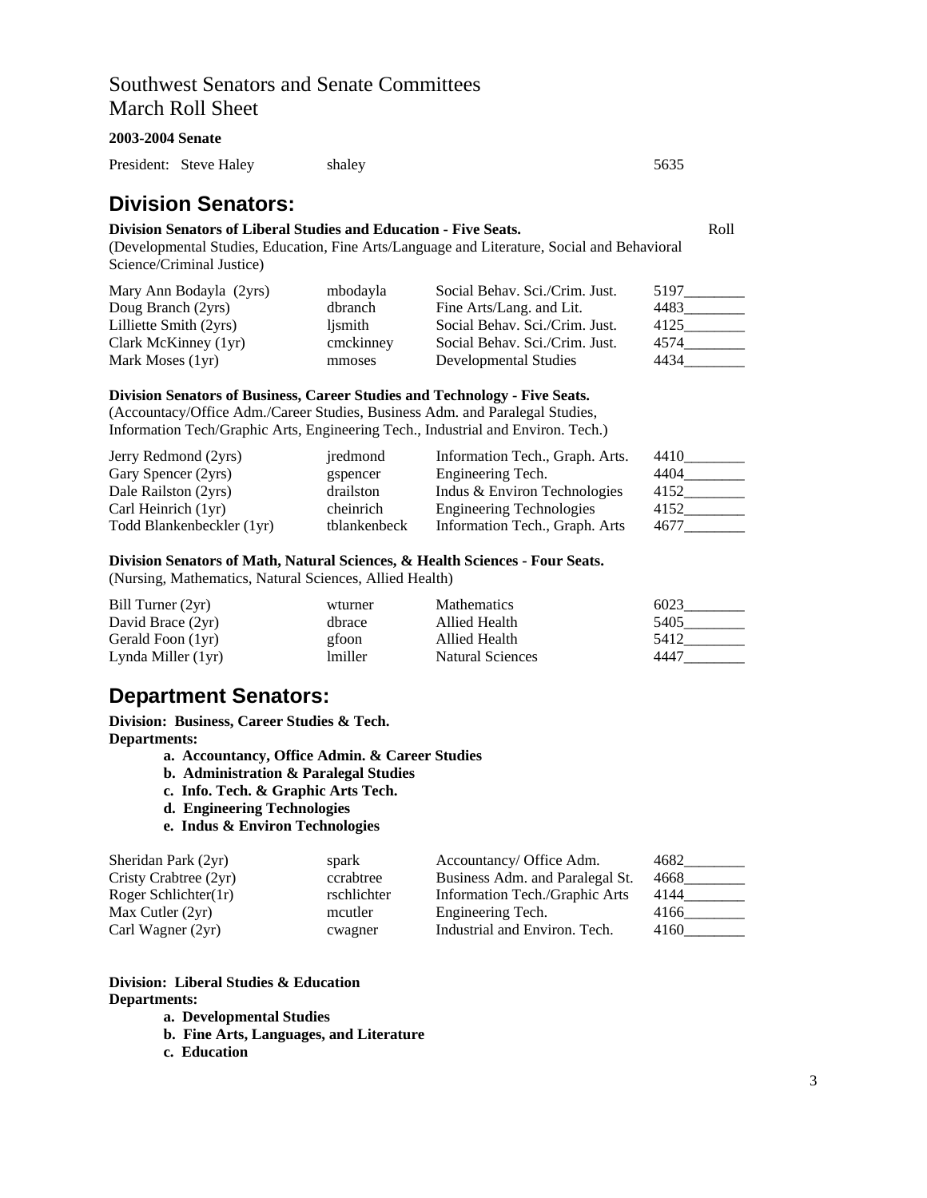Southwest Senators and Senate Committees
March Roll Sheet

**2003-2004 Senate**

| President: Steve Haley | shaley | | 5635 |
|---|---|---|---|

## Division Senators:

**Division Senators of Liberal Studies and Education - Five Seats.** Roll
(Developmental Studies, Education, Fine Arts/Language and Literature, Social and Behavioral Science/Criminal Justice)

| Name | Username | Department | Roll |
|---|---|---|---|
| Mary Ann Bodayla (2yrs) | mbodayla | Social Behav. Sci./Crim. Just. | 5197________ |
| Doug Branch (2yrs) | dbranch | Fine Arts/Lang. and Lit. | 4483________ |
| Lilliette Smith (2yrs) | ljsmith | Social Behav. Sci./Crim. Just. | 4125________ |
| Clark McKinney (1yr) | cmckinney | Social Behav. Sci./Crim. Just. | 4574________ |
| Mark Moses (1yr) | mmoses | Developmental Studies | 4434________ |

**Division Senators of Business, Career Studies and Technology - Five Seats.**
(Accountacy/Office Adm./Career Studies, Business Adm. and Paralegal Studies, Information Tech/Graphic Arts, Engineering Tech., Industrial and Environ. Tech.)

| Name | Username | Department | Roll |
|---|---|---|---|
| Jerry Redmond (2yrs) | jredmond | Information Tech., Graph. Arts. | 4410________ |
| Gary Spencer (2yrs) | gspencer | Engineering Tech. | 4404________ |
| Dale Railston (2yrs) | drailston | Indus & Environ Technologies | 4152________ |
| Carl Heinrich (1yr) | cheinrich | Engineering Technologies | 4152________ |
| Todd Blankenbeckler (1yr) | tblankenbeck | Information Tech., Graph. Arts | 4677________ |

**Division Senators of Math, Natural Sciences, & Health Sciences - Four Seats.**
(Nursing, Mathematics, Natural Sciences, Allied Health)

| Name | Username | Department | Roll |
|---|---|---|---|
| Bill Turner (2yr) | wturner | Mathematics | 6023________ |
| David Brace (2yr) | dbrace | Allied Health | 5405________ |
| Gerald Foon (1yr) | gfoon | Allied Health | 5412________ |
| Lynda Miller (1yr) | lmiller | Natural Sciences | 4447________ |

## Department Senators:

**Division: Business, Career Studies & Tech.**
**Departments:**

- **a. Accountancy, Office Admin. & Career Studies**
- **b. Administration & Paralegal Studies**
- **c. Info. Tech. & Graphic Arts Tech.**
- **d. Engineering Technologies**
- **e. Indus & Environ Technologies**

| Name | Username | Department | Roll |
|---|---|---|---|
| Sheridan Park (2yr) | spark | Accountancy/ Office Adm. | 4682________ |
| Cristy Crabtree (2yr) | ccrabtree | Business Adm. and Paralegal St. | 4668________ |
| Roger Schlichter(1r) | rschlichter | Information Tech./Graphic Arts | 4144________ |
| Max Cutler (2yr) | mcutler | Engineering Tech. | 4166________ |
| Carl Wagner (2yr) | cwagner | Industrial and Environ. Tech. | 4160________ |

**Division: Liberal Studies & Education**
**Departments:**

- **a. Developmental Studies**
- **b. Fine Arts, Languages, and Literature**
- **c. Education**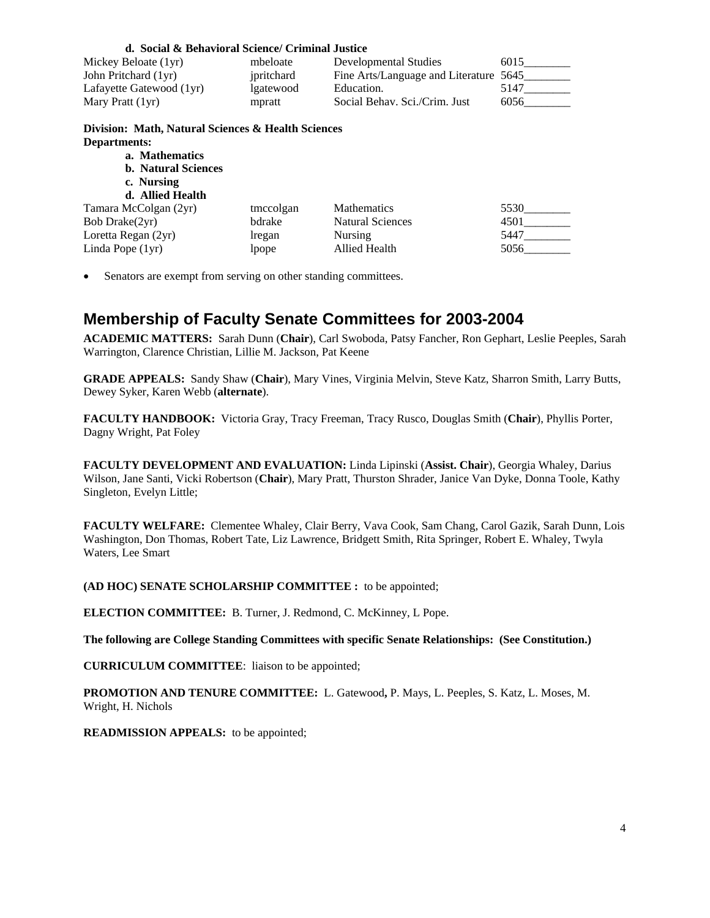**d. Social & Behavioral Science/ Criminal Justice**

| | | | |
|---|---|---|---|
| Mickey Beloate (1yr) | mbeloate | Developmental Studies | 6015________ |
| John Pritchard (1yr) | jpritchard | Fine Arts/Language and Literature | 5645________ |
| Lafayette Gatewood (1yr) | lgatewood | Education. | 5147________ |
| Mary Pratt (1yr) | mpratt | Social Behav. Sci./Crim. Just | 6056________ |

**Division: Math, Natural Sciences & Health Sciences**

**Departments:**

- **a. Mathematics**
- **b. Natural Sciences**
- **c. Nursing**
- **d. Allied Health**

| | | | |
|---|---|---|---|
| Tamara McColgan (2yr) | tmccolgan | Mathematics | 5530________ |
| Bob Drake(2yr) | bdrake | Natural Sciences | 4501________ |
| Loretta Regan (2yr) | lregan | Nursing | 5447________ |
| Linda Pope (1yr) | lpope | Allied Health | 5056________ |

- Senators are exempt from serving on other standing committees.

## Membership of Faculty Senate Committees for 2003-2004

**ACADEMIC MATTERS:** Sarah Dunn (**Chair**), Carl Swoboda, Patsy Fancher, Ron Gephart, Leslie Peeples, Sarah Warrington, Clarence Christian, Lillie M. Jackson, Pat Keene

**GRADE APPEALS:** Sandy Shaw (**Chair**), Mary Vines, Virginia Melvin, Steve Katz, Sharron Smith, Larry Butts, Dewey Syker, Karen Webb (**alternate**).

**FACULTY HANDBOOK:** Victoria Gray, Tracy Freeman, Tracy Rusco, Douglas Smith (**Chair**), Phyllis Porter, Dagny Wright, Pat Foley

**FACULTY DEVELOPMENT AND EVALUATION:** Linda Lipinski (**Assist. Chair**), Georgia Whaley, Darius Wilson, Jane Santi, Vicki Robertson (**Chair**), Mary Pratt, Thurston Shrader, Janice Van Dyke, Donna Toole, Kathy Singleton, Evelyn Little;

**FACULTY WELFARE:** Clementee Whaley, Clair Berry, Vava Cook, Sam Chang, Carol Gazik, Sarah Dunn, Lois Washington, Don Thomas, Robert Tate, Liz Lawrence, Bridgett Smith, Rita Springer, Robert E. Whaley, Twyla Waters, Lee Smart

**(AD HOC) SENATE SCHOLARSHIP COMMITTEE :** to be appointed;

**ELECTION COMMITTEE:** B. Turner, J. Redmond, C. McKinney, L Pope.

**The following are College Standing Committees with specific Senate Relationships: (See Constitution.)**

**CURRICULUM COMMITTEE**: liaison to be appointed;

**PROMOTION AND TENURE COMMITTEE:** L. Gatewood**,** P. Mays, L. Peeples, S. Katz, L. Moses, M. Wright, H. Nichols

**READMISSION APPEALS:** to be appointed;